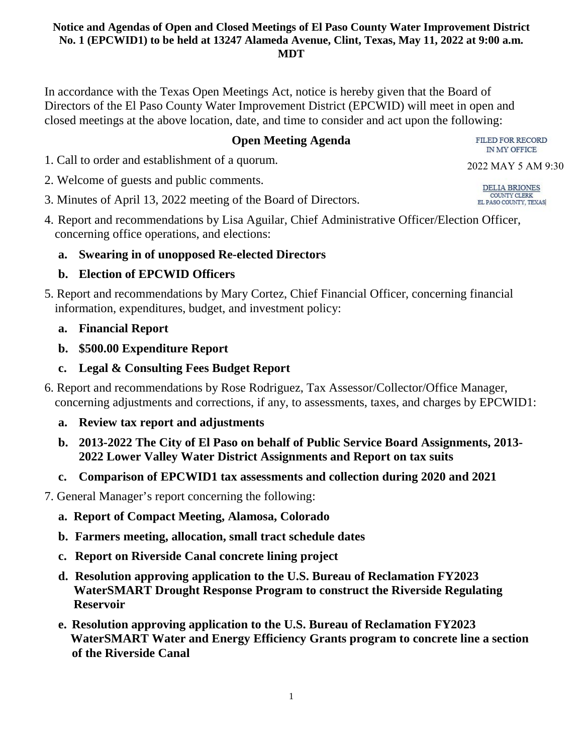**Notice and Agendas of Open and Closed Meetings of El Paso County Water Improvement District No. 1 (EPCWID1) to be held at 13247 Alameda Avenue, Clint, Texas, May 11, 2022 at 9:00 a.m. MDT**

In accordance with the Texas Open Meetings Act, notice is hereby given that the Board of Directors of the El Paso County Water Improvement District (EPCWID) will meet in open and closed meetings at the above location, date, and time to consider and act upon the following:

FILED FOR RECORD
IN MY OFFICE

2022 MAY 5 AM 9:30

DELIA BRIONES
COUNTY CLERK
EL PASO COUNTY, TEXAS

## Open Meeting Agenda

1. Call to order and establishment of a quorum.
2. Welcome of guests and public comments.
3. Minutes of April 13, 2022 meeting of the Board of Directors.
4. Report and recommendations by Lisa Aguilar, Chief Administrative Officer/Election Officer, concerning office operations, and elections:
   - **a. Swearing in of unopposed Re-elected Directors**
   - **b. Election of EPCWID Officers**
5. Report and recommendations by Mary Cortez, Chief Financial Officer, concerning financial information, expenditures, budget, and investment policy:
   - **a. Financial Report**
   - **b. $500.00 Expenditure Report**
   - **c. Legal & Consulting Fees Budget Report**
6. Report and recommendations by Rose Rodriguez, Tax Assessor/Collector/Office Manager, concerning adjustments and corrections, if any, to assessments, taxes, and charges by EPCWID1:
   - **a. Review tax report and adjustments**
   - **b. 2013-2022 The City of El Paso on behalf of Public Service Board Assignments, 2013-2022 Lower Valley Water District Assignments and Report on tax suits**
   - **c. Comparison of EPCWID1 tax assessments and collection during 2020 and 2021**
7. General Manager's report concerning the following:
   - **a. Report of Compact Meeting, Alamosa, Colorado**
   - **b. Farmers meeting, allocation, small tract schedule dates**
   - **c. Report on Riverside Canal concrete lining project**
   - **d. Resolution approving application to the U.S. Bureau of Reclamation FY2023 WaterSMART Drought Response Program to construct the Riverside Regulating Reservoir**
   - **e. Resolution approving application to the U.S. Bureau of Reclamation FY2023 WaterSMART Water and Energy Efficiency Grants program to concrete line a section of the Riverside Canal**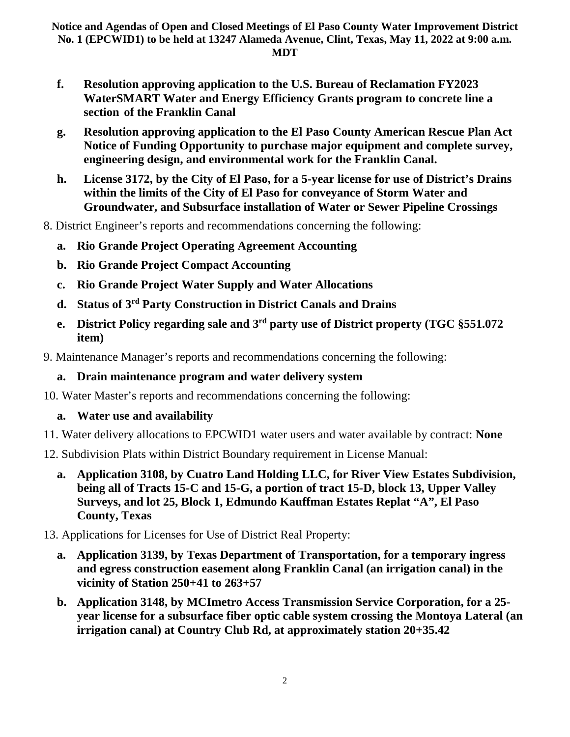**Notice and Agendas of Open and Closed Meetings of El Paso County Water Improvement District No. 1 (EPCWID1) to be held at 13247 Alameda Avenue, Clint, Texas, May 11, 2022 at 9:00 a.m. MDT**

- **f. Resolution approving application to the U.S. Bureau of Reclamation FY2023 WaterSMART Water and Energy Efficiency Grants program to concrete line a section of the Franklin Canal**
- **g. Resolution approving application to the El Paso County American Rescue Plan Act Notice of Funding Opportunity to purchase major equipment and complete survey, engineering design, and environmental work for the Franklin Canal.**
- **h. License 3172, by the City of El Paso, for a 5-year license for use of District's Drains within the limits of the City of El Paso for conveyance of Storm Water and Groundwater, and Subsurface installation of Water or Sewer Pipeline Crossings**

8. District Engineer's reports and recommendations concerning the following:
   - **a. Rio Grande Project Operating Agreement Accounting**
   - **b. Rio Grande Project Compact Accounting**
   - **c. Rio Grande Project Water Supply and Water Allocations**
   - **d. Status of 3rd Party Construction in District Canals and Drains**
   - **e. District Policy regarding sale and 3rd party use of District property (TGC §551.072 item)**
9. Maintenance Manager's reports and recommendations concerning the following:
   - **a. Drain maintenance program and water delivery system**
10. Water Master's reports and recommendations concerning the following:
    - **a. Water use and availability**
11. Water delivery allocations to EPCWID1 water users and water available by contract: **None**
12. Subdivision Plats within District Boundary requirement in License Manual:
    - **a. Application 3108, by Cuatro Land Holding LLC, for River View Estates Subdivision, being all of Tracts 15-C and 15-G, a portion of tract 15-D, block 13, Upper Valley Surveys, and lot 25, Block 1, Edmundo Kauffman Estates Replat "A", El Paso County, Texas**
13. Applications for Licenses for Use of District Real Property:
    - **a. Application 3139, by Texas Department of Transportation, for a temporary ingress and egress construction easement along Franklin Canal (an irrigation canal) in the vicinity of Station 250+41 to 263+57**
    - **b. Application 3148, by MCImetro Access Transmission Service Corporation, for a 25-year license for a subsurface fiber optic cable system crossing the Montoya Lateral (an irrigation canal) at Country Club Rd, at approximately station 20+35.42**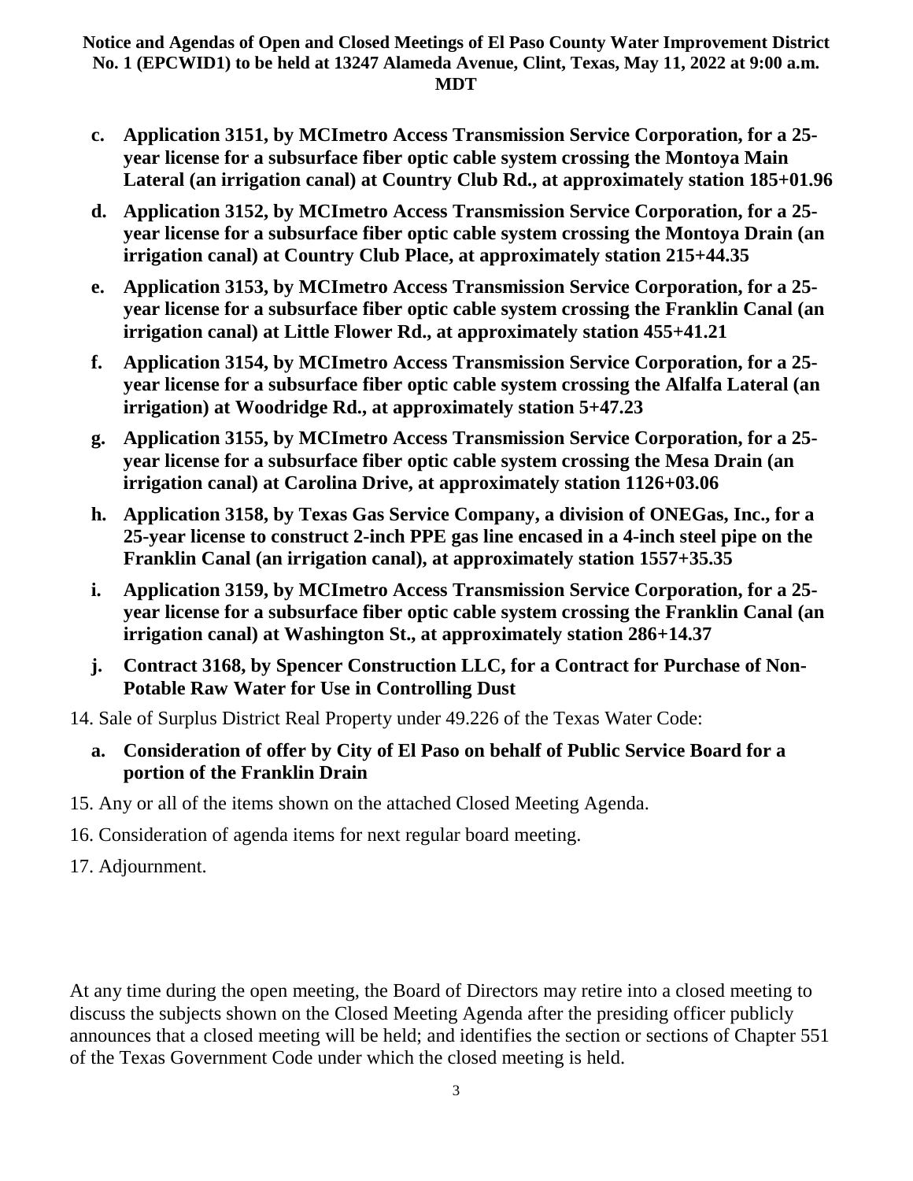**Notice and Agendas of Open and Closed Meetings of El Paso County Water Improvement District No. 1 (EPCWID1) to be held at 13247 Alameda Avenue, Clint, Texas, May 11, 2022 at 9:00 a.m. MDT**

c. **Application 3151, by MCImetro Access Transmission Service Corporation, for a 25-year license for a subsurface fiber optic cable system crossing the Montoya Main Lateral (an irrigation canal) at Country Club Rd., at approximately station 185+01.96**

d. **Application 3152, by MCImetro Access Transmission Service Corporation, for a 25-year license for a subsurface fiber optic cable system crossing the Montoya Drain (an irrigation canal) at Country Club Place, at approximately station 215+44.35**

e. **Application 3153, by MCImetro Access Transmission Service Corporation, for a 25-year license for a subsurface fiber optic cable system crossing the Franklin Canal (an irrigation canal) at Little Flower Rd., at approximately station 455+41.21**

f. **Application 3154, by MCImetro Access Transmission Service Corporation, for a 25-year license for a subsurface fiber optic cable system crossing the Alfalfa Lateral (an irrigation) at Woodridge Rd., at approximately station 5+47.23**

g. **Application 3155, by MCImetro Access Transmission Service Corporation, for a 25-year license for a subsurface fiber optic cable system crossing the Mesa Drain (an irrigation canal) at Carolina Drive, at approximately station 1126+03.06**

h. **Application 3158, by Texas Gas Service Company, a division of ONEGas, Inc., for a 25-year license to construct 2-inch PPE gas line encased in a 4-inch steel pipe on the Franklin Canal (an irrigation canal), at approximately station 1557+35.35**

i. **Application 3159, by MCImetro Access Transmission Service Corporation, for a 25-year license for a subsurface fiber optic cable system crossing the Franklin Canal (an irrigation canal) at Washington St., at approximately station 286+14.37**

j. **Contract 3168, by Spencer Construction LLC, for a Contract for Purchase of Non-Potable Raw Water for Use in Controlling Dust**

14. Sale of Surplus District Real Property under 49.226 of the Texas Water Code:

    a. **Consideration of offer by City of El Paso on behalf of Public Service Board for a portion of the Franklin Drain**

15. Any or all of the items shown on the attached Closed Meeting Agenda.

16. Consideration of agenda items for next regular board meeting.

17. Adjournment.

At any time during the open meeting, the Board of Directors may retire into a closed meeting to discuss the subjects shown on the Closed Meeting Agenda after the presiding officer publicly announces that a closed meeting will be held; and identifies the section or sections of Chapter 551 of the Texas Government Code under which the closed meeting is held.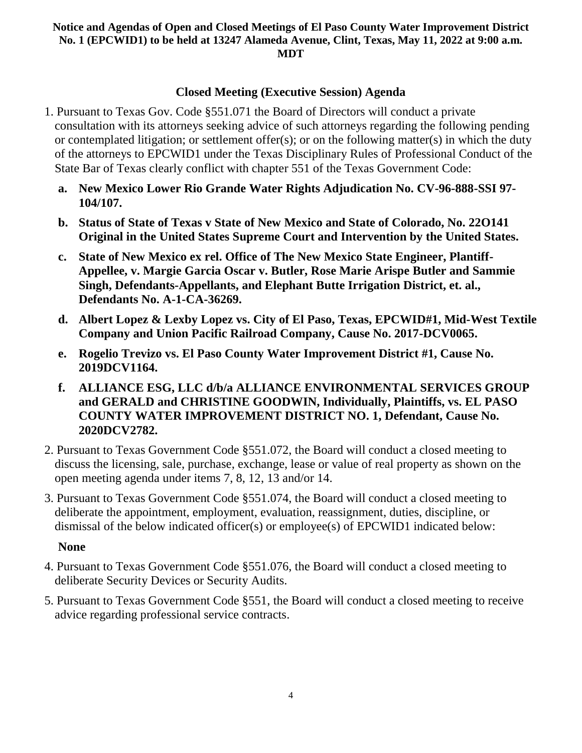**Notice and Agendas of Open and Closed Meetings of El Paso County Water Improvement District No. 1 (EPCWID1) to be held at 13247 Alameda Avenue, Clint, Texas, May 11, 2022 at 9:00 a.m. MDT**

## Closed Meeting (Executive Session) Agenda

1. Pursuant to Texas Gov. Code §551.071 the Board of Directors will conduct a private consultation with its attorneys seeking advice of such attorneys regarding the following pending or contemplated litigation; or settlement offer(s); or on the following matter(s) in which the duty of the attorneys to EPCWID1 under the Texas Disciplinary Rules of Professional Conduct of the State Bar of Texas clearly conflict with chapter 551 of the Texas Government Code:
   - **a. New Mexico Lower Rio Grande Water Rights Adjudication No. CV-96-888-SSI 97-104/107.**
   - **b. Status of State of Texas v State of New Mexico and State of Colorado, No. 22O141 Original in the United States Supreme Court and Intervention by the United States.**
   - **c. State of New Mexico ex rel. Office of The New Mexico State Engineer, Plantiff-Appellee, v. Margie Garcia Oscar v. Butler, Rose Marie Arispe Butler and Sammie Singh, Defendants-Appellants, and Elephant Butte Irrigation District, et. al., Defendants No. A-1-CA-36269.**
   - **d. Albert Lopez & Lexby Lopez vs. City of El Paso, Texas, EPCWID#1, Mid-West Textile Company and Union Pacific Railroad Company, Cause No. 2017-DCV0065.**
   - **e. Rogelio Trevizo vs. El Paso County Water Improvement District #1, Cause No. 2019DCV1164.**
   - **f. ALLIANCE ESG, LLC d/b/a ALLIANCE ENVIRONMENTAL SERVICES GROUP and GERALD and CHRISTINE GOODWIN, Individually, Plaintiffs, vs. EL PASO COUNTY WATER IMPROVEMENT DISTRICT NO. 1, Defendant, Cause No. 2020DCV2782.**
2. Pursuant to Texas Government Code §551.072, the Board will conduct a closed meeting to discuss the licensing, sale, purchase, exchange, lease or value of real property as shown on the open meeting agenda under items 7, 8, 12, 13 and/or 14.
3. Pursuant to Texas Government Code §551.074, the Board will conduct a closed meeting to deliberate the appointment, employment, evaluation, reassignment, duties, discipline, or dismissal of the below indicated officer(s) or employee(s) of EPCWID1 indicated below:

   **None**
4. Pursuant to Texas Government Code §551.076, the Board will conduct a closed meeting to deliberate Security Devices or Security Audits.
5. Pursuant to Texas Government Code §551, the Board will conduct a closed meeting to receive advice regarding professional service contracts.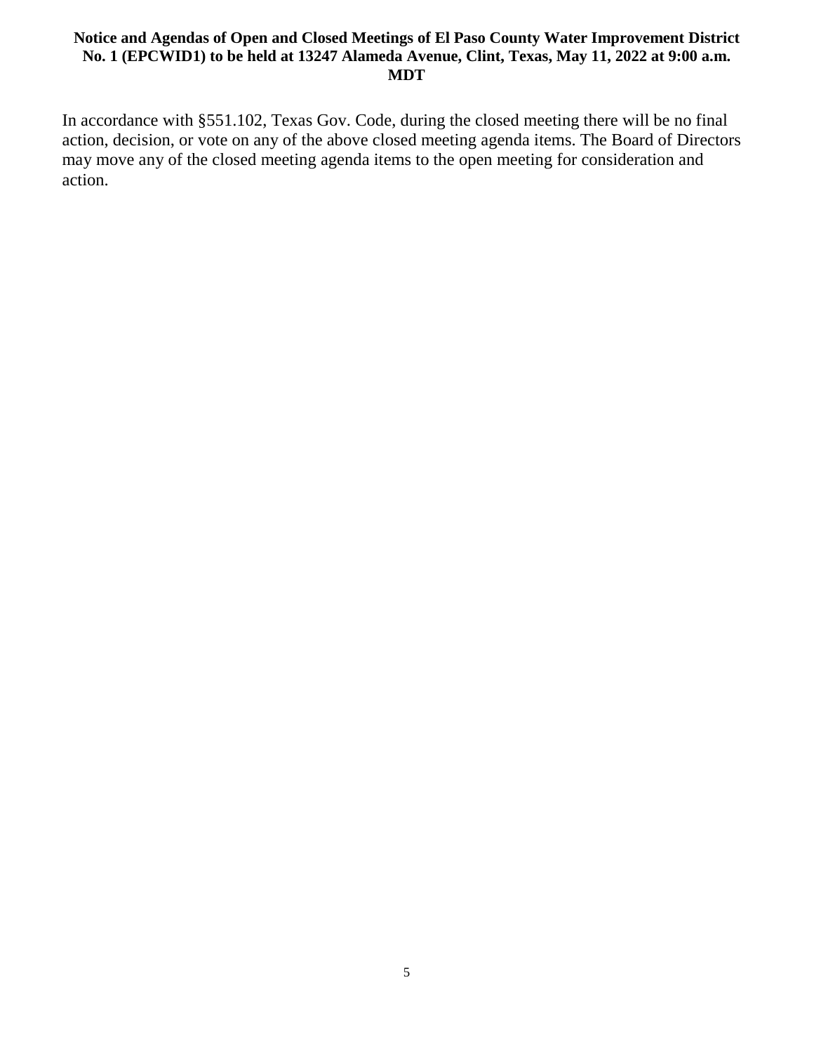**Notice and Agendas of Open and Closed Meetings of El Paso County Water Improvement District No. 1 (EPCWID1) to be held at 13247 Alameda Avenue, Clint, Texas, May 11, 2022 at 9:00 a.m. MDT**

In accordance with §551.102, Texas Gov. Code, during the closed meeting there will be no final action, decision, or vote on any of the above closed meeting agenda items. The Board of Directors may move any of the closed meeting agenda items to the open meeting for consideration and action.